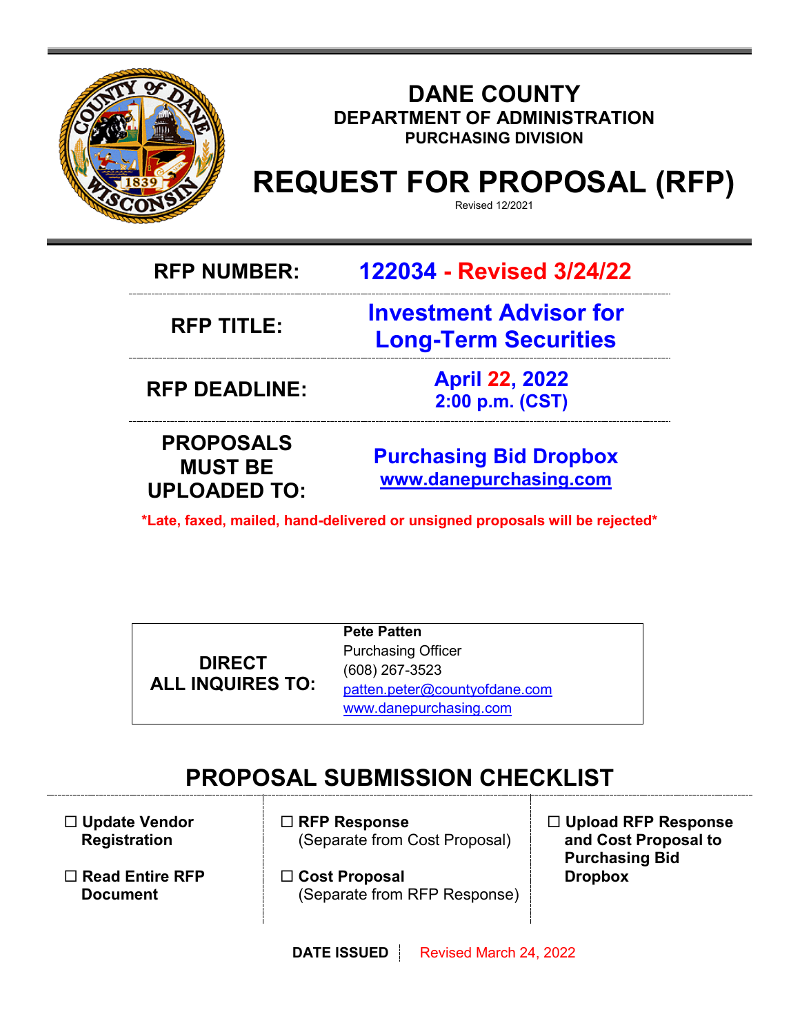# DANE COUNTY

## DEPARTMENT OF ADMINISTRATION

### PURCHASING DIVISION

# REQUEST FOR PROPOSAL (RFP)

Revised 12/2021

| | |
|---|---|
| **RFP NUMBER:** | **122034 - Revised 3/24/22** |
| **RFP TITLE:** | **Investment Advisor for Long-Term Securities** |
| **RFP DEADLINE:** | **April 22, 2022**<br>**2:00 p.m. (CST)** |
| **PROPOSALS MUST BE UPLOADED TO:** | **Purchasing Bid Dropbox**<br>**www.danepurchasing.com** |

***Late, faxed, mailed, hand-delivered or unsigned proposals will be rejected***

| | |
|---|---|
| **DIRECT ALL INQUIRES TO:** | **Pete Patten**<br>Purchasing Officer<br>(608) 267-3523<br>patten.peter@countyofdane.com<br>www.danepurchasing.com |

## PROPOSAL SUBMISSION CHECKLIST

- ☐ **Update Vendor Registration**
- ☐ **Read Entire RFP Document**
- ☐ **RFP Response** (Separate from Cost Proposal)
- ☐ **Cost Proposal** (Separate from RFP Response)
- ☐ **Upload RFP Response and Cost Proposal to Purchasing Bid Dropbox**

**DATE ISSUED** | Revised March 24, 2022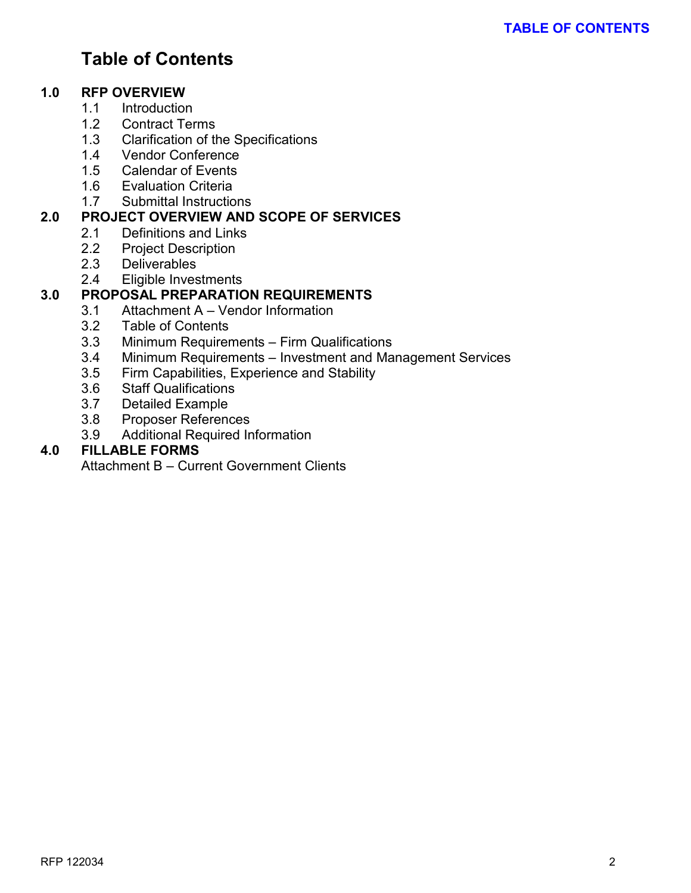# Table of Contents

**1.0 RFP OVERVIEW**

- 1.1 Introduction
- 1.2 Contract Terms
- 1.3 Clarification of the Specifications
- 1.4 Vendor Conference
- 1.5 Calendar of Events
- 1.6 Evaluation Criteria
- 1.7 Submittal Instructions

**2.0 PROJECT OVERVIEW AND SCOPE OF SERVICES**

- 2.1 Definitions and Links
- 2.2 Project Description
- 2.3 Deliverables
- 2.4 Eligible Investments

**3.0 PROPOSAL PREPARATION REQUIREMENTS**

- 3.1 Attachment A – Vendor Information
- 3.2 Table of Contents
- 3.3 Minimum Requirements – Firm Qualifications
- 3.4 Minimum Requirements – Investment and Management Services
- 3.5 Firm Capabilities, Experience and Stability
- 3.6 Staff Qualifications
- 3.7 Detailed Example
- 3.8 Proposer References
- 3.9 Additional Required Information

**4.0 FILLABLE FORMS**

Attachment B – Current Government Clients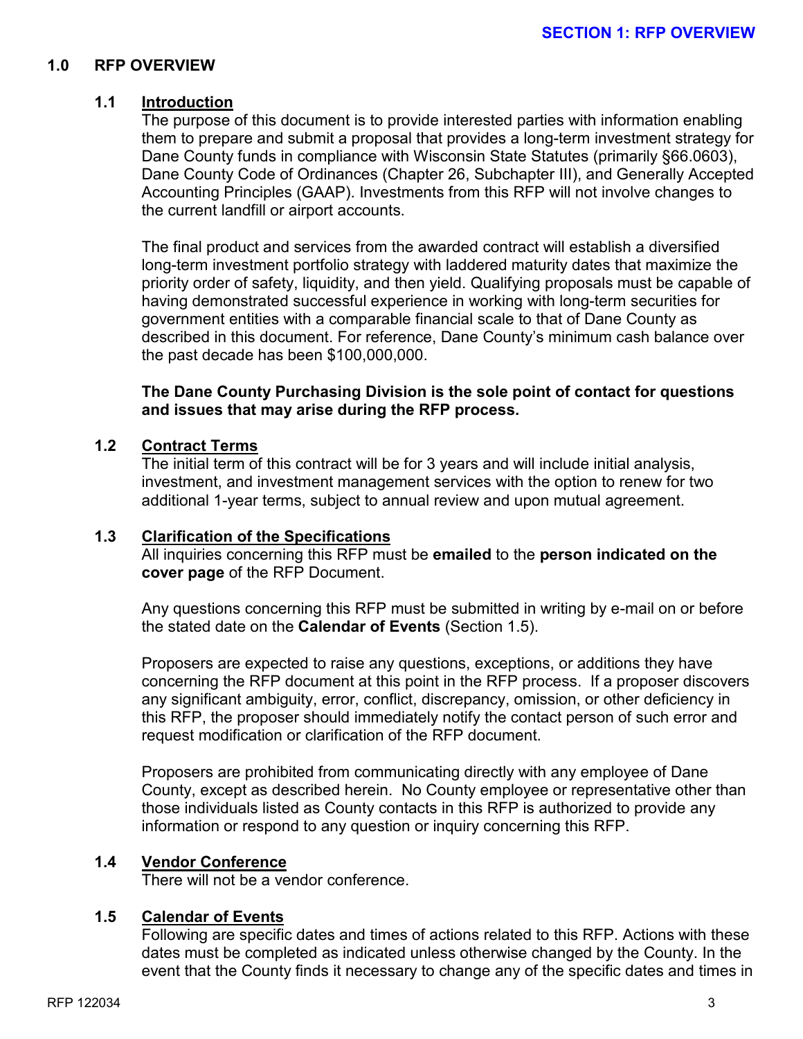## 1.0 RFP OVERVIEW

### 1.1 Introduction

The purpose of this document is to provide interested parties with information enabling them to prepare and submit a proposal that provides a long-term investment strategy for Dane County funds in compliance with Wisconsin State Statutes (primarily §66.0603), Dane County Code of Ordinances (Chapter 26, Subchapter III), and Generally Accepted Accounting Principles (GAAP). Investments from this RFP will not involve changes to the current landfill or airport accounts.

The final product and services from the awarded contract will establish a diversified long-term investment portfolio strategy with laddered maturity dates that maximize the priority order of safety, liquidity, and then yield. Qualifying proposals must be capable of having demonstrated successful experience in working with long-term securities for government entities with a comparable financial scale to that of Dane County as described in this document. For reference, Dane County's minimum cash balance over the past decade has been $100,000,000.

**The Dane County Purchasing Division is the sole point of contact for questions and issues that may arise during the RFP process.**

### 1.2 Contract Terms

The initial term of this contract will be for 3 years and will include initial analysis, investment, and investment management services with the option to renew for two additional 1-year terms, subject to annual review and upon mutual agreement.

### 1.3 Clarification of the Specifications

All inquiries concerning this RFP must be **emailed** to the **person indicated on the cover page** of the RFP Document.

Any questions concerning this RFP must be submitted in writing by e-mail on or before the stated date on the **Calendar of Events** (Section 1.5).

Proposers are expected to raise any questions, exceptions, or additions they have concerning the RFP document at this point in the RFP process. If a proposer discovers any significant ambiguity, error, conflict, discrepancy, omission, or other deficiency in this RFP, the proposer should immediately notify the contact person of such error and request modification or clarification of the RFP document.

Proposers are prohibited from communicating directly with any employee of Dane County, except as described herein. No County employee or representative other than those individuals listed as County contacts in this RFP is authorized to provide any information or respond to any question or inquiry concerning this RFP.

### 1.4 Vendor Conference

There will not be a vendor conference.

### 1.5 Calendar of Events

Following are specific dates and times of actions related to this RFP. Actions with these dates must be completed as indicated unless otherwise changed by the County. In the event that the County finds it necessary to change any of the specific dates and times in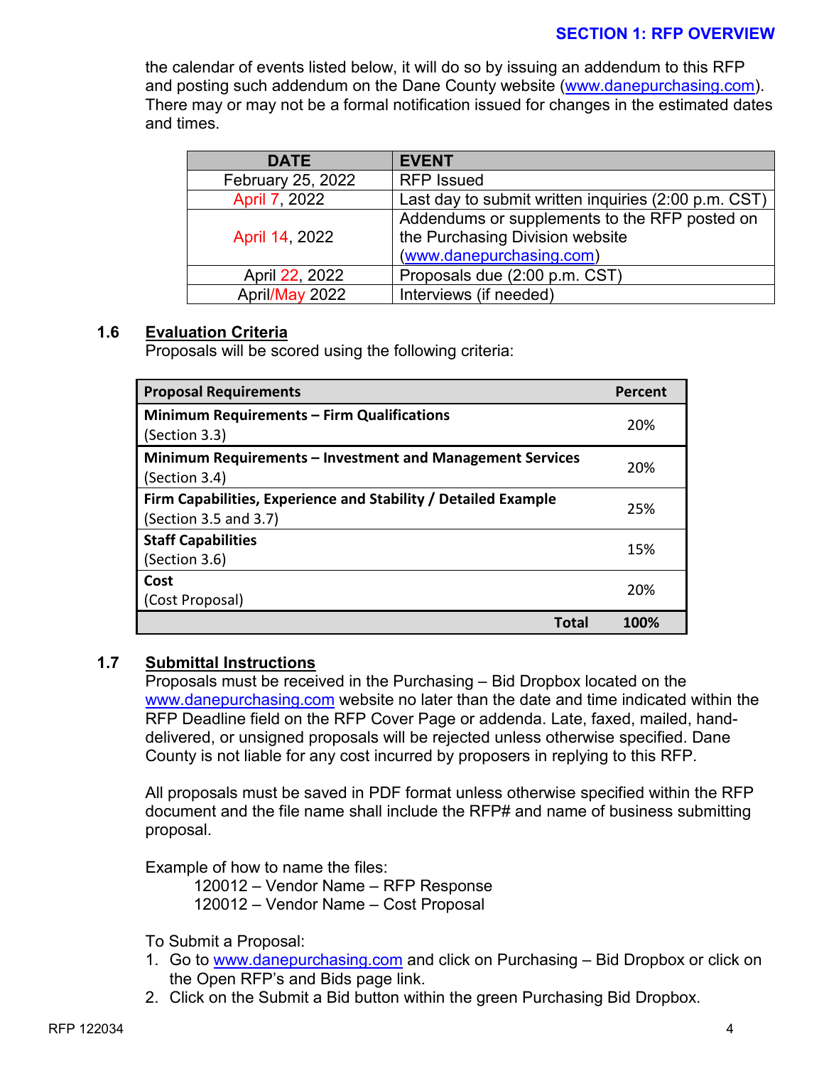the calendar of events listed below, it will do so by issuing an addendum to this RFP and posting such addendum on the Dane County website (www.danepurchasing.com). There may or may not be a formal notification issued for changes in the estimated dates and times.

| DATE | EVENT |
|---|---|
| February 25, 2022 | RFP Issued |
| April 7, 2022 | Last day to submit written inquiries (2:00 p.m. CST) |
| April 14, 2022 | Addendums or supplements to the RFP posted on the Purchasing Division website (www.danepurchasing.com) |
| April 22, 2022 | Proposals due (2:00 p.m. CST) |
| April/May 2022 | Interviews (if needed) |

## 1.6 Evaluation Criteria

Proposals will be scored using the following criteria:

| Proposal Requirements | Percent |
|---|---|
| **Minimum Requirements – Firm Qualifications** (Section 3.3) | 20% |
| **Minimum Requirements – Investment and Management Services** (Section 3.4) | 20% |
| **Firm Capabilities, Experience and Stability / Detailed Example** (Section 3.5 and 3.7) | 25% |
| **Staff Capabilities** (Section 3.6) | 15% |
| **Cost** (Cost Proposal) | 20% |
| **Total** | **100%** |

## 1.7 Submittal Instructions

Proposals must be received in the Purchasing – Bid Dropbox located on the www.danepurchasing.com website no later than the date and time indicated within the RFP Deadline field on the RFP Cover Page or addenda. Late, faxed, mailed, hand-delivered, or unsigned proposals will be rejected unless otherwise specified. Dane County is not liable for any cost incurred by proposers in replying to this RFP.

All proposals must be saved in PDF format unless otherwise specified within the RFP document and the file name shall include the RFP# and name of business submitting proposal.

Example of how to name the files:

120012 – Vendor Name – RFP Response
120012 – Vendor Name – Cost Proposal

To Submit a Proposal:

1. Go to www.danepurchasing.com and click on Purchasing – Bid Dropbox or click on the Open RFP's and Bids page link.
2. Click on the Submit a Bid button within the green Purchasing Bid Dropbox.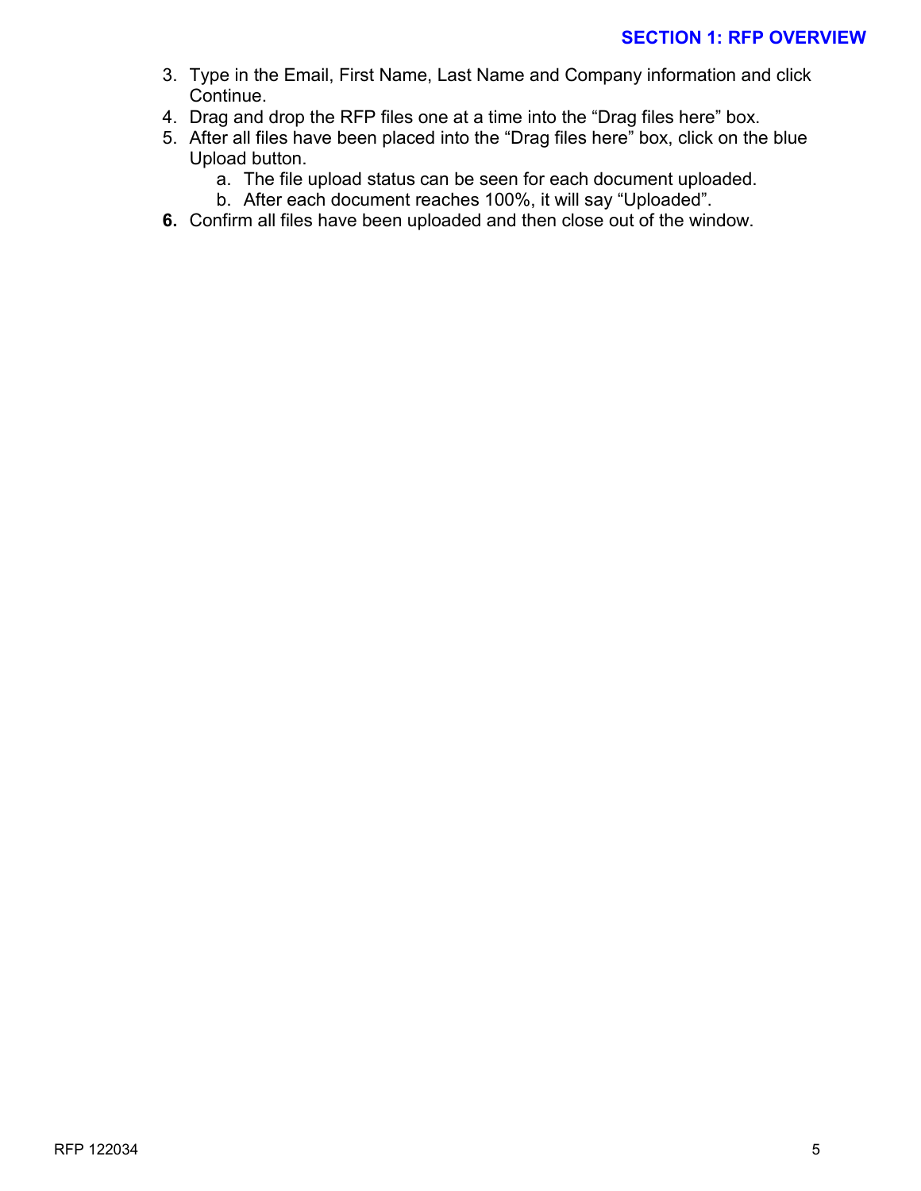3. Type in the Email, First Name, Last Name and Company information and click Continue.
4. Drag and drop the RFP files one at a time into the “Drag files here” box.
5. After all files have been placed into the “Drag files here” box, click on the blue Upload button.
    a. The file upload status can be seen for each document uploaded.
    b. After each document reaches 100%, it will say “Uploaded”.
6. Confirm all files have been uploaded and then close out of the window.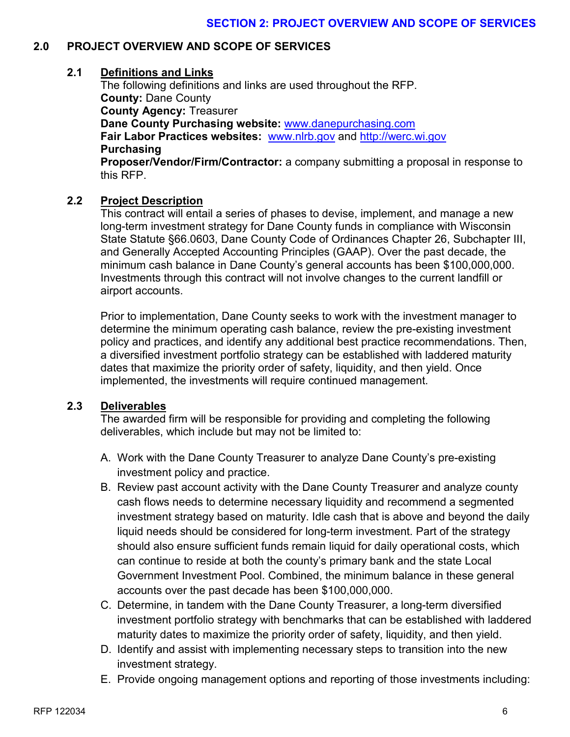## 2.0 PROJECT OVERVIEW AND SCOPE OF SERVICES

### 2.1 Definitions and Links

The following definitions and links are used throughout the RFP.

**County:** Dane County
**County Agency:** Treasurer
**Dane County Purchasing website:** www.danepurchasing.com
**Fair Labor Practices websites:** www.nlrb.gov and http://werc.wi.gov
**Purchasing**
**Proposer/Vendor/Firm/Contractor:** a company submitting a proposal in response to this RFP.

### 2.2 Project Description

This contract will entail a series of phases to devise, implement, and manage a new long-term investment strategy for Dane County funds in compliance with Wisconsin State Statute §66.0603, Dane County Code of Ordinances Chapter 26, Subchapter III, and Generally Accepted Accounting Principles (GAAP). Over the past decade, the minimum cash balance in Dane County's general accounts has been $100,000,000. Investments through this contract will not involve changes to the current landfill or airport accounts.

Prior to implementation, Dane County seeks to work with the investment manager to determine the minimum operating cash balance, review the pre-existing investment policy and practices, and identify any additional best practice recommendations. Then, a diversified investment portfolio strategy can be established with laddered maturity dates that maximize the priority order of safety, liquidity, and then yield. Once implemented, the investments will require continued management.

### 2.3 Deliverables

The awarded firm will be responsible for providing and completing the following deliverables, which include but may not be limited to:

A. Work with the Dane County Treasurer to analyze Dane County's pre-existing investment policy and practice.

B. Review past account activity with the Dane County Treasurer and analyze county cash flows needs to determine necessary liquidity and recommend a segmented investment strategy based on maturity. Idle cash that is above and beyond the daily liquid needs should be considered for long-term investment. Part of the strategy should also ensure sufficient funds remain liquid for daily operational costs, which can continue to reside at both the county's primary bank and the state Local Government Investment Pool. Combined, the minimum balance in these general accounts over the past decade has been $100,000,000.

C. Determine, in tandem with the Dane County Treasurer, a long-term diversified investment portfolio strategy with benchmarks that can be established with laddered maturity dates to maximize the priority order of safety, liquidity, and then yield.

D. Identify and assist with implementing necessary steps to transition into the new investment strategy.

E. Provide ongoing management options and reporting of those investments including: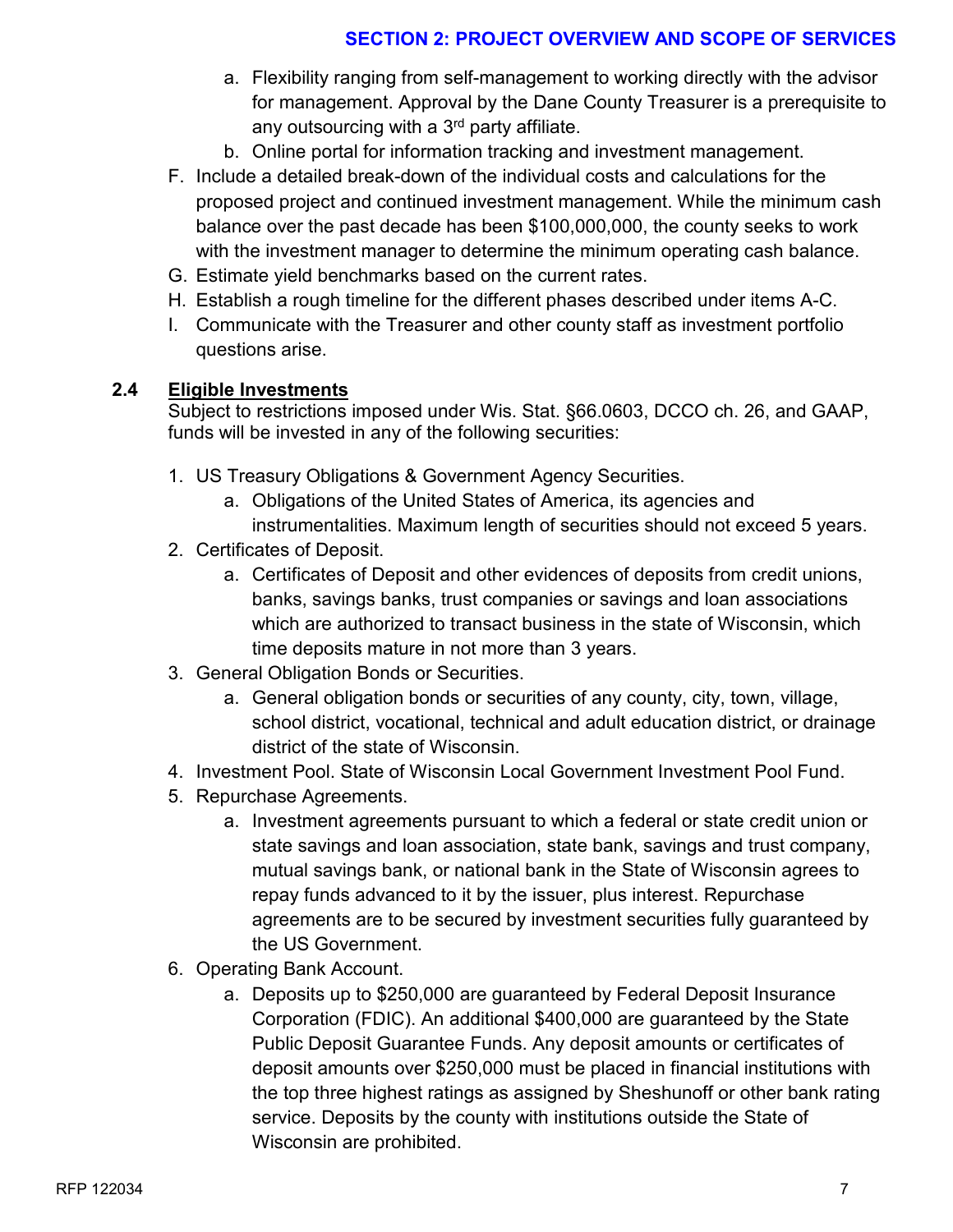a. Flexibility ranging from self-management to working directly with the advisor for management. Approval by the Dane County Treasurer is a prerequisite to any outsourcing with a 3rd party affiliate.
   b. Online portal for information tracking and investment management.

F. Include a detailed break-down of the individual costs and calculations for the proposed project and continued investment management. While the minimum cash balance over the past decade has been $100,000,000, the county seeks to work with the investment manager to determine the minimum operating cash balance.

G. Estimate yield benchmarks based on the current rates.

H. Establish a rough timeline for the different phases described under items A-C.

I. Communicate with the Treasurer and other county staff as investment portfolio questions arise.

**2.4 Eligible Investments**

Subject to restrictions imposed under Wis. Stat. §66.0603, DCCO ch. 26, and GAAP, funds will be invested in any of the following securities:

1. US Treasury Obligations & Government Agency Securities.
   a. Obligations of the United States of America, its agencies and instrumentalities. Maximum length of securities should not exceed 5 years.
2. Certificates of Deposit.
   a. Certificates of Deposit and other evidences of deposits from credit unions, banks, savings banks, trust companies or savings and loan associations which are authorized to transact business in the state of Wisconsin, which time deposits mature in not more than 3 years.
3. General Obligation Bonds or Securities.
   a. General obligation bonds or securities of any county, city, town, village, school district, vocational, technical and adult education district, or drainage district of the state of Wisconsin.
4. Investment Pool. State of Wisconsin Local Government Investment Pool Fund.
5. Repurchase Agreements.
   a. Investment agreements pursuant to which a federal or state credit union or state savings and loan association, state bank, savings and trust company, mutual savings bank, or national bank in the State of Wisconsin agrees to repay funds advanced to it by the issuer, plus interest. Repurchase agreements are to be secured by investment securities fully guaranteed by the US Government.
6. Operating Bank Account.
   a. Deposits up to $250,000 are guaranteed by Federal Deposit Insurance Corporation (FDIC). An additional $400,000 are guaranteed by the State Public Deposit Guarantee Funds. Any deposit amounts or certificates of deposit amounts over $250,000 must be placed in financial institutions with the top three highest ratings as assigned by Sheshunoff or other bank rating service. Deposits by the county with institutions outside the State of Wisconsin are prohibited.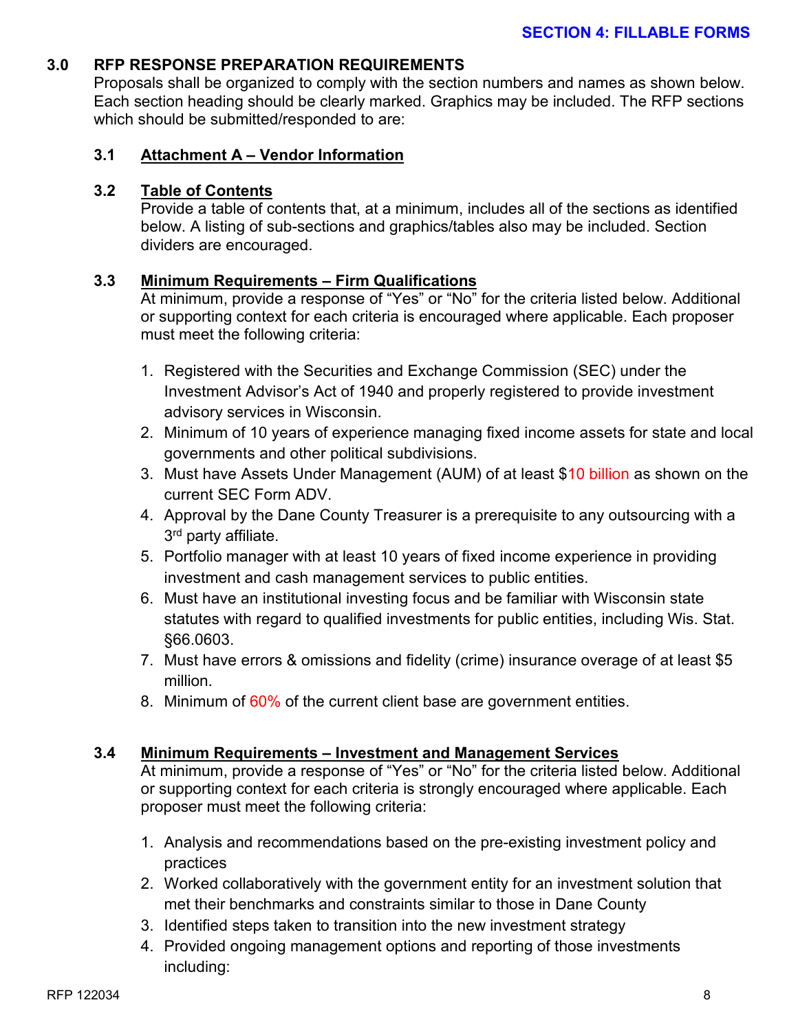## 3.0 RFP RESPONSE PREPARATION REQUIREMENTS

Proposals shall be organized to comply with the section numbers and names as shown below. Each section heading should be clearly marked. Graphics may be included. The RFP sections which should be submitted/responded to are:

### 3.1 Attachment A – Vendor Information

### 3.2 Table of Contents

Provide a table of contents that, at a minimum, includes all of the sections as identified below. A listing of sub-sections and graphics/tables also may be included. Section dividers are encouraged.

### 3.3 Minimum Requirements – Firm Qualifications

At minimum, provide a response of "Yes" or "No" for the criteria listed below. Additional or supporting context for each criteria is encouraged where applicable. Each proposer must meet the following criteria:

1. Registered with the Securities and Exchange Commission (SEC) under the Investment Advisor's Act of 1940 and properly registered to provide investment advisory services in Wisconsin.
2. Minimum of 10 years of experience managing fixed income assets for state and local governments and other political subdivisions.
3. Must have Assets Under Management (AUM) of at least $10 billion as shown on the current SEC Form ADV.
4. Approval by the Dane County Treasurer is a prerequisite to any outsourcing with a 3rd party affiliate.
5. Portfolio manager with at least 10 years of fixed income experience in providing investment and cash management services to public entities.
6. Must have an institutional investing focus and be familiar with Wisconsin state statutes with regard to qualified investments for public entities, including Wis. Stat. §66.0603.
7. Must have errors & omissions and fidelity (crime) insurance overage of at least $5 million.
8. Minimum of 60% of the current client base are government entities.

### 3.4 Minimum Requirements – Investment and Management Services

At minimum, provide a response of "Yes" or "No" for the criteria listed below. Additional or supporting context for each criteria is strongly encouraged where applicable. Each proposer must meet the following criteria:

1. Analysis and recommendations based on the pre-existing investment policy and practices
2. Worked collaboratively with the government entity for an investment solution that met their benchmarks and constraints similar to those in Dane County
3. Identified steps taken to transition into the new investment strategy
4. Provided ongoing management options and reporting of those investments including: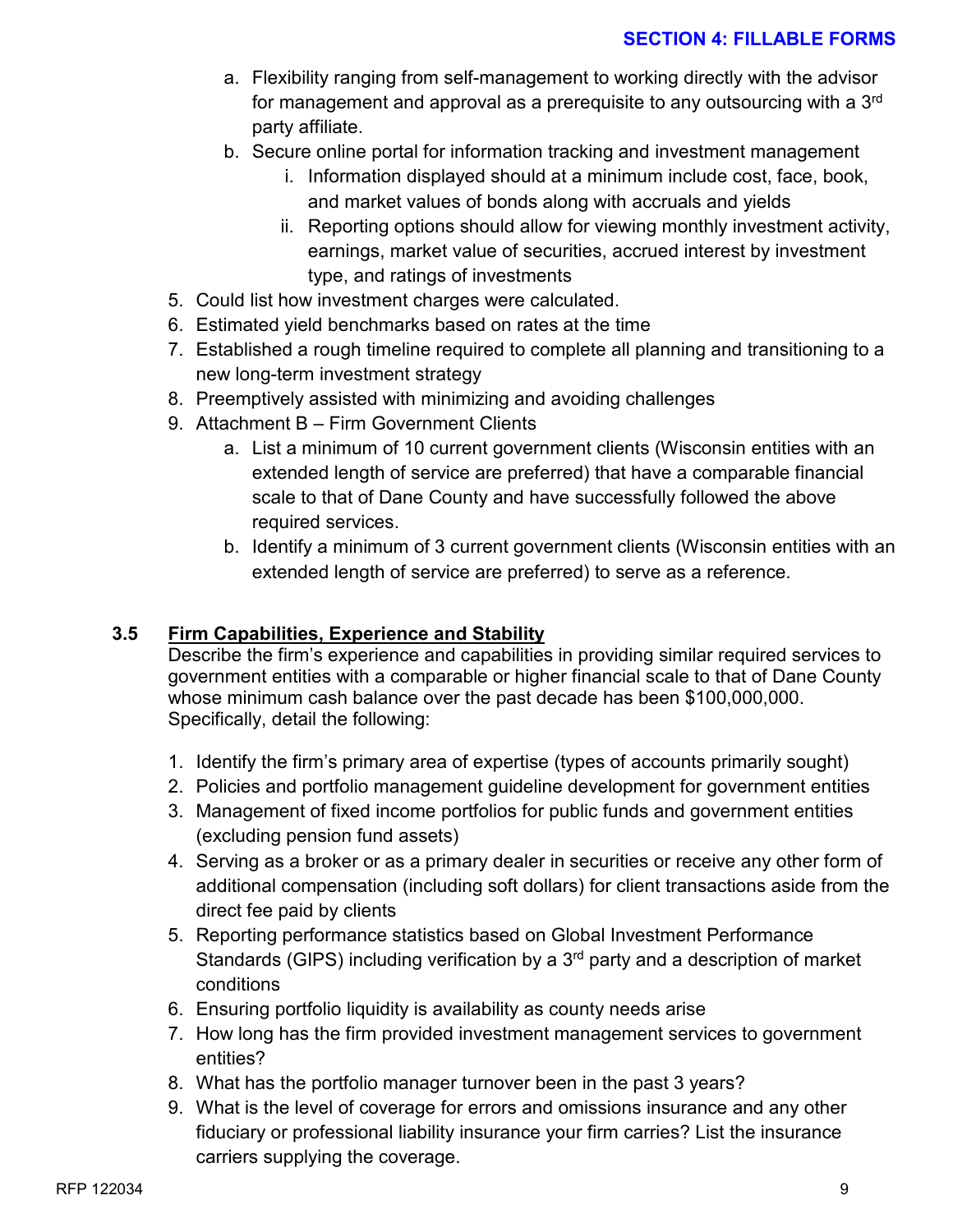a. Flexibility ranging from self-management to working directly with the advisor for management and approval as a prerequisite to any outsourcing with a 3rd party affiliate.
   b. Secure online portal for information tracking and investment management
      i. Information displayed should at a minimum include cost, face, book, and market values of bonds along with accruals and yields
      ii. Reporting options should allow for viewing monthly investment activity, earnings, market value of securities, accrued interest by investment type, and ratings of investments
5. Could list how investment charges were calculated.
6. Estimated yield benchmarks based on rates at the time
7. Established a rough timeline required to complete all planning and transitioning to a new long-term investment strategy
8. Preemptively assisted with minimizing and avoiding challenges
9. Attachment B – Firm Government Clients
   a. List a minimum of 10 current government clients (Wisconsin entities with an extended length of service are preferred) that have a comparable financial scale to that of Dane County and have successfully followed the above required services.
   b. Identify a minimum of 3 current government clients (Wisconsin entities with an extended length of service are preferred) to serve as a reference.

### 3.5 Firm Capabilities, Experience and Stability

Describe the firm's experience and capabilities in providing similar required services to government entities with a comparable or higher financial scale to that of Dane County whose minimum cash balance over the past decade has been $100,000,000. Specifically, detail the following:

1. Identify the firm's primary area of expertise (types of accounts primarily sought)
2. Policies and portfolio management guideline development for government entities
3. Management of fixed income portfolios for public funds and government entities (excluding pension fund assets)
4. Serving as a broker or as a primary dealer in securities or receive any other form of additional compensation (including soft dollars) for client transactions aside from the direct fee paid by clients
5. Reporting performance statistics based on Global Investment Performance Standards (GIPS) including verification by a 3rd party and a description of market conditions
6. Ensuring portfolio liquidity is availability as county needs arise
7. How long has the firm provided investment management services to government entities?
8. What has the portfolio manager turnover been in the past 3 years?
9. What is the level of coverage for errors and omissions insurance and any other fiduciary or professional liability insurance your firm carries? List the insurance carriers supplying the coverage.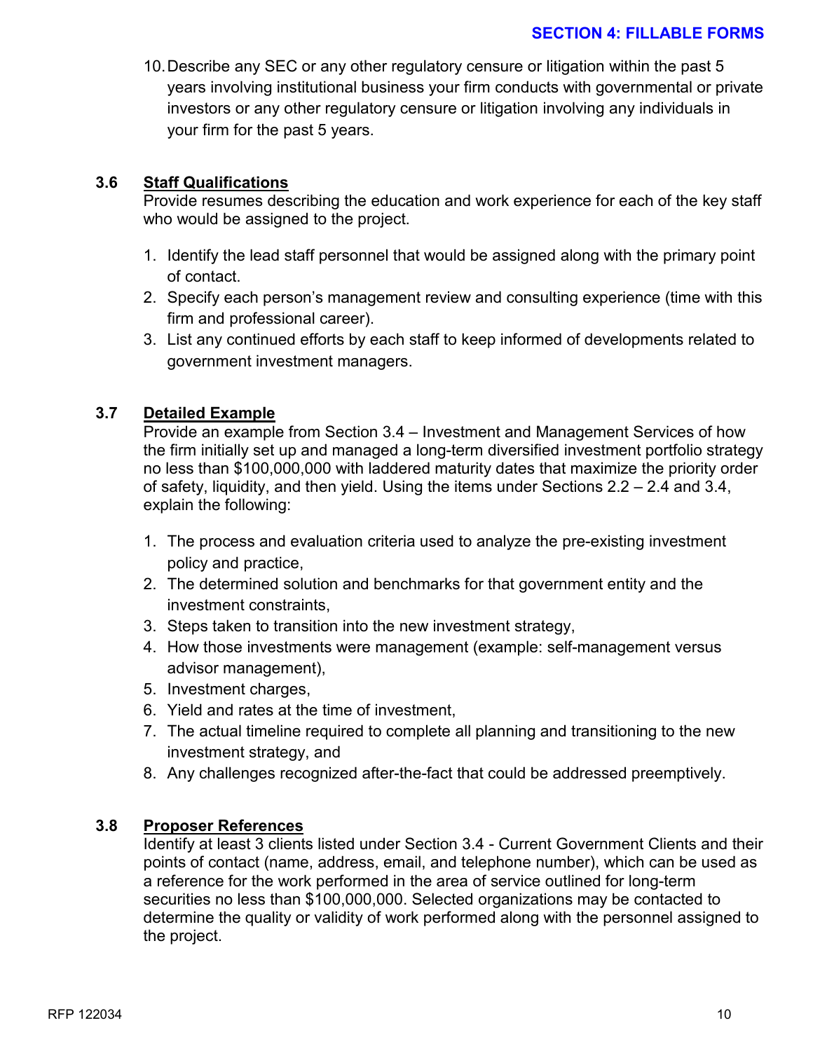10. Describe any SEC or any other regulatory censure or litigation within the past 5 years involving institutional business your firm conducts with governmental or private investors or any other regulatory censure or litigation involving any individuals in your firm for the past 5 years.

### 3.6 Staff Qualifications

Provide resumes describing the education and work experience for each of the key staff who would be assigned to the project.

1. Identify the lead staff personnel that would be assigned along with the primary point of contact.
2. Specify each person's management review and consulting experience (time with this firm and professional career).
3. List any continued efforts by each staff to keep informed of developments related to government investment managers.

### 3.7 Detailed Example

Provide an example from Section 3.4 – Investment and Management Services of how the firm initially set up and managed a long-term diversified investment portfolio strategy no less than $100,000,000 with laddered maturity dates that maximize the priority order of safety, liquidity, and then yield. Using the items under Sections 2.2 – 2.4 and 3.4, explain the following:

1. The process and evaluation criteria used to analyze the pre-existing investment policy and practice,
2. The determined solution and benchmarks for that government entity and the investment constraints,
3. Steps taken to transition into the new investment strategy,
4. How those investments were management (example: self-management versus advisor management),
5. Investment charges,
6. Yield and rates at the time of investment,
7. The actual timeline required to complete all planning and transitioning to the new investment strategy, and
8. Any challenges recognized after-the-fact that could be addressed preemptively.

### 3.8 Proposer References

Identify at least 3 clients listed under Section 3.4 - Current Government Clients and their points of contact (name, address, email, and telephone number), which can be used as a reference for the work performed in the area of service outlined for long-term securities no less than $100,000,000. Selected organizations may be contacted to determine the quality or validity of work performed along with the personnel assigned to the project.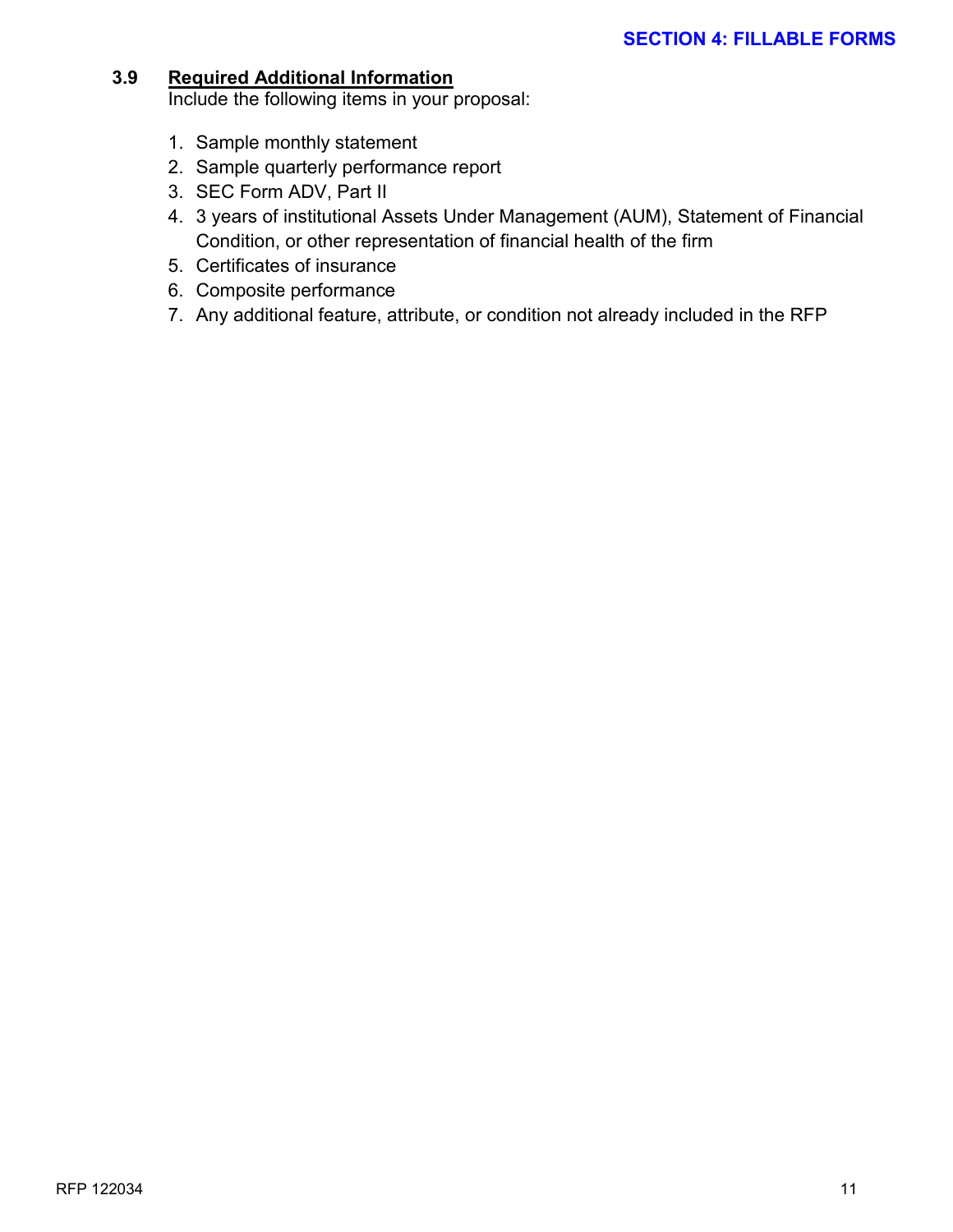### 3.9 Required Additional Information

Include the following items in your proposal:

1. Sample monthly statement
2. Sample quarterly performance report
3. SEC Form ADV, Part II
4. 3 years of institutional Assets Under Management (AUM), Statement of Financial Condition, or other representation of financial health of the firm
5. Certificates of insurance
6. Composite performance
7. Any additional feature, attribute, or condition not already included in the RFP